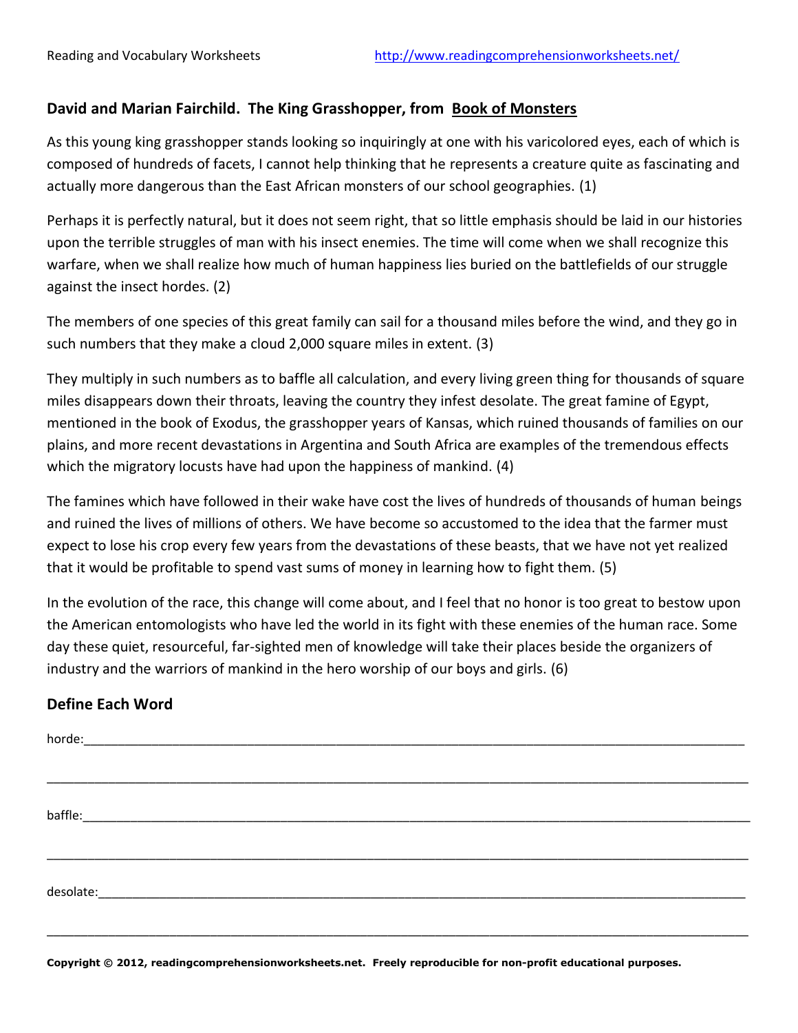## David and Marian Fairchild. The King Grasshopper, from Book of Monsters

As this young king grasshopper stands looking so inquiringly at one with his varicolored eyes, each of which is composed of hundreds of facets, I cannot help thinking that he represents a creature quite as fascinating and actually more dangerous than the East African monsters of our school geographies. (1)

Perhaps it is perfectly natural, but it does not seem right, that so little emphasis should be laid in our histories upon the terrible struggles of man with his insect enemies. The time will come when we shall recognize this warfare, when we shall realize how much of human happiness lies buried on the battlefields of our struggle against the insect hordes. (2)

The members of one species of this great family can sail for a thousand miles before the wind, and they go in such numbers that they make a cloud 2,000 square miles in extent. (3)

They multiply in such numbers as to baffle all calculation, and every living green thing for thousands of square miles disappears down their throats, leaving the country they infest desolate. The great famine of Egypt, mentioned in the book of Exodus, the grasshopper years of Kansas, which ruined thousands of families on our plains, and more recent devastations in Argentina and South Africa are examples of the tremendous effects which the migratory locusts have had upon the happiness of mankind. (4)

The famines which have followed in their wake have cost the lives of hundreds of thousands of human beings and ruined the lives of millions of others. We have become so accustomed to the idea that the farmer must expect to lose his crop every few years from the devastations of these beasts, that we have not yet realized that it would be profitable to spend vast sums of money in learning how to fight them. (5)

In the evolution of the race, this change will come about, and I feel that no honor is too great to bestow upon the American entomologists who have led the world in its fight with these enemies of the human race. Some day these quiet, resourceful, far-sighted men of knowledge will take their places beside the organizers of industry and the warriors of mankind in the hero worship of our boys and girls. (6)

### Define Each Word

horde:______________________________________________________________________________

______________________________________________________________________________

baffle:______________________________________________________________________________

______________________________________________________________________________

desolate:____________________________________________________________________________

______________________________________________________________________________

**Copyright © 2012, readingcomprehensionworksheets.net. Freely reproducible for non-profit educational purposes.**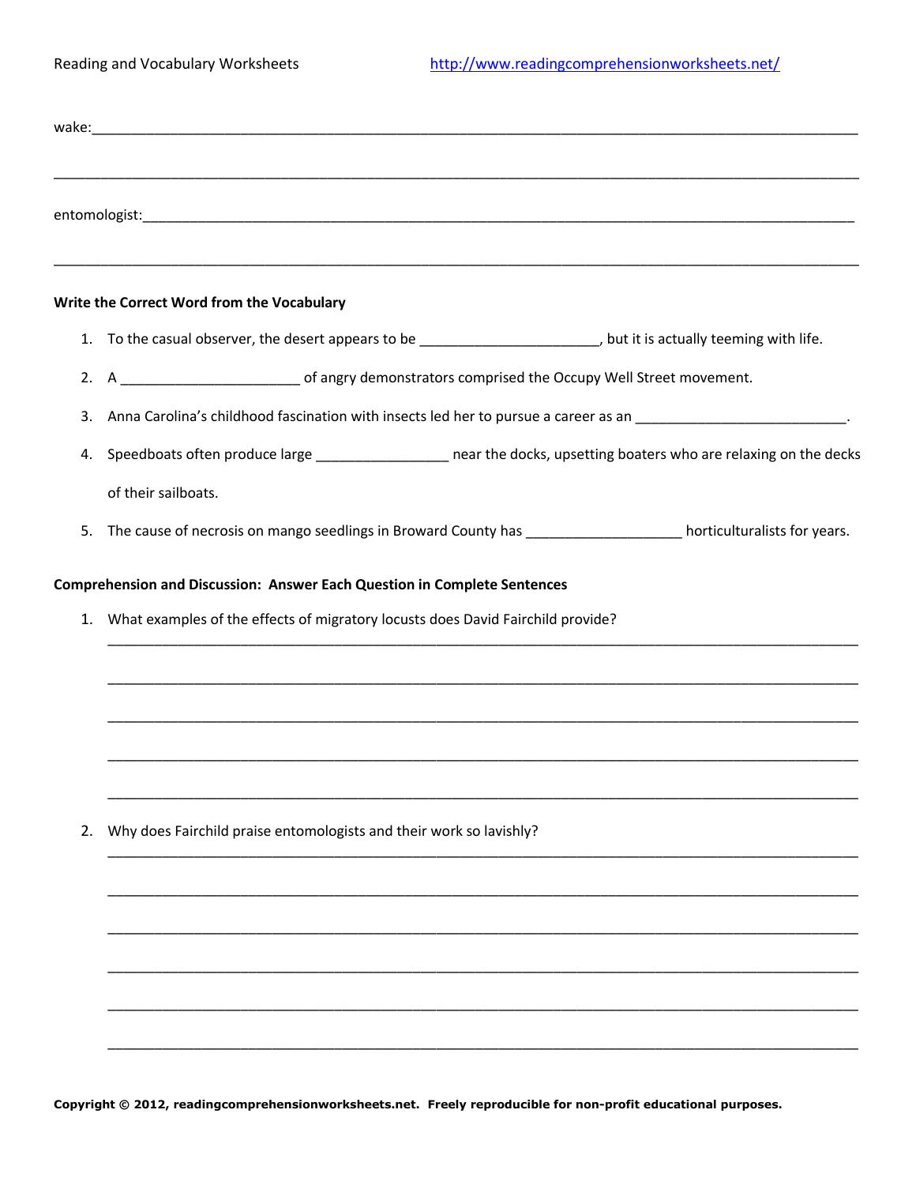wake:\_\_\_\_\_\_\_\_\_\_\_\_\_\_\_\_\_\_\_\_\_\_\_\_\_\_\_\_\_\_\_\_\_\_\_\_\_\_\_\_\_\_\_\_\_\_\_\_\_\_\_\_\_\_\_\_\_\_\_\_\_\_\_\_\_\_\_\_\_\_\_\_\_\_\_\_\_\_\_\_\_\_\_\_\_\_

\_\_\_\_\_\_\_\_\_\_\_\_\_\_\_\_\_\_\_\_\_\_\_\_\_\_\_\_\_\_\_\_\_\_\_\_\_\_\_\_\_\_\_\_\_\_\_\_\_\_\_\_\_\_\_\_\_\_\_\_\_\_\_\_\_\_\_\_\_\_\_\_\_\_\_\_\_\_\_\_\_\_\_\_\_\_\_\_\_\_

entomologist:\_\_\_\_\_\_\_\_\_\_\_\_\_\_\_\_\_\_\_\_\_\_\_\_\_\_\_\_\_\_\_\_\_\_\_\_\_\_\_\_\_\_\_\_\_\_\_\_\_\_\_\_\_\_\_\_\_\_\_\_\_\_\_\_\_\_\_\_\_\_\_\_\_\_\_\_\_\_\_\_

\_\_\_\_\_\_\_\_\_\_\_\_\_\_\_\_\_\_\_\_\_\_\_\_\_\_\_\_\_\_\_\_\_\_\_\_\_\_\_\_\_\_\_\_\_\_\_\_\_\_\_\_\_\_\_\_\_\_\_\_\_\_\_\_\_\_\_\_\_\_\_\_\_\_\_\_\_\_\_\_\_\_\_\_\_\_\_\_\_\_

**Write the Correct Word from the Vocabulary**

1. To the casual observer, the desert appears to be \_\_\_\_\_\_\_\_\_\_\_\_\_\_\_\_\_\_\_\_\_\_, but it is actually teeming with life.
2. A \_\_\_\_\_\_\_\_\_\_\_\_\_\_\_\_\_\_\_\_\_\_ of angry demonstrators comprised the Occupy Well Street movement.
3. Anna Carolina's childhood fascination with insects led her to pursue a career as an \_\_\_\_\_\_\_\_\_\_\_\_\_\_\_\_\_\_\_\_\_\_\_\_\_\_.
4. Speedboats often produce large \_\_\_\_\_\_\_\_\_\_\_\_\_\_\_\_\_ near the docks, upsetting boaters who are relaxing on the decks of their sailboats.
5. The cause of necrosis on mango seedlings in Broward County has \_\_\_\_\_\_\_\_\_\_\_\_\_\_\_\_\_\_\_ horticulturalists for years.

**Comprehension and Discussion: Answer Each Question in Complete Sentences**

1. What examples of the effects of migratory locusts does David Fairchild provide?

\_\_\_\_\_\_\_\_\_\_\_\_\_\_\_\_\_\_\_\_\_\_\_\_\_\_\_\_\_\_\_\_\_\_\_\_\_\_\_\_\_\_\_\_\_\_\_\_\_\_\_\_\_\_\_\_\_\_\_\_\_\_\_\_\_\_\_\_\_\_\_\_\_\_\_\_\_\_\_\_\_\_\_\_\_\_

\_\_\_\_\_\_\_\_\_\_\_\_\_\_\_\_\_\_\_\_\_\_\_\_\_\_\_\_\_\_\_\_\_\_\_\_\_\_\_\_\_\_\_\_\_\_\_\_\_\_\_\_\_\_\_\_\_\_\_\_\_\_\_\_\_\_\_\_\_\_\_\_\_\_\_\_\_\_\_\_\_\_\_\_\_\_

\_\_\_\_\_\_\_\_\_\_\_\_\_\_\_\_\_\_\_\_\_\_\_\_\_\_\_\_\_\_\_\_\_\_\_\_\_\_\_\_\_\_\_\_\_\_\_\_\_\_\_\_\_\_\_\_\_\_\_\_\_\_\_\_\_\_\_\_\_\_\_\_\_\_\_\_\_\_\_\_\_\_\_\_\_\_

\_\_\_\_\_\_\_\_\_\_\_\_\_\_\_\_\_\_\_\_\_\_\_\_\_\_\_\_\_\_\_\_\_\_\_\_\_\_\_\_\_\_\_\_\_\_\_\_\_\_\_\_\_\_\_\_\_\_\_\_\_\_\_\_\_\_\_\_\_\_\_\_\_\_\_\_\_\_\_\_\_\_\_\_\_\_

\_\_\_\_\_\_\_\_\_\_\_\_\_\_\_\_\_\_\_\_\_\_\_\_\_\_\_\_\_\_\_\_\_\_\_\_\_\_\_\_\_\_\_\_\_\_\_\_\_\_\_\_\_\_\_\_\_\_\_\_\_\_\_\_\_\_\_\_\_\_\_\_\_\_\_\_\_\_\_\_\_\_\_\_\_\_

2. Why does Fairchild praise entomologists and their work so lavishly?

\_\_\_\_\_\_\_\_\_\_\_\_\_\_\_\_\_\_\_\_\_\_\_\_\_\_\_\_\_\_\_\_\_\_\_\_\_\_\_\_\_\_\_\_\_\_\_\_\_\_\_\_\_\_\_\_\_\_\_\_\_\_\_\_\_\_\_\_\_\_\_\_\_\_\_\_\_\_\_\_\_\_\_\_\_\_

\_\_\_\_\_\_\_\_\_\_\_\_\_\_\_\_\_\_\_\_\_\_\_\_\_\_\_\_\_\_\_\_\_\_\_\_\_\_\_\_\_\_\_\_\_\_\_\_\_\_\_\_\_\_\_\_\_\_\_\_\_\_\_\_\_\_\_\_\_\_\_\_\_\_\_\_\_\_\_\_\_\_\_\_\_\_

\_\_\_\_\_\_\_\_\_\_\_\_\_\_\_\_\_\_\_\_\_\_\_\_\_\_\_\_\_\_\_\_\_\_\_\_\_\_\_\_\_\_\_\_\_\_\_\_\_\_\_\_\_\_\_\_\_\_\_\_\_\_\_\_\_\_\_\_\_\_\_\_\_\_\_\_\_\_\_\_\_\_\_\_\_\_

\_\_\_\_\_\_\_\_\_\_\_\_\_\_\_\_\_\_\_\_\_\_\_\_\_\_\_\_\_\_\_\_\_\_\_\_\_\_\_\_\_\_\_\_\_\_\_\_\_\_\_\_\_\_\_\_\_\_\_\_\_\_\_\_\_\_\_\_\_\_\_\_\_\_\_\_\_\_\_\_\_\_\_\_\_\_

\_\_\_\_\_\_\_\_\_\_\_\_\_\_\_\_\_\_\_\_\_\_\_\_\_\_\_\_\_\_\_\_\_\_\_\_\_\_\_\_\_\_\_\_\_\_\_\_\_\_\_\_\_\_\_\_\_\_\_\_\_\_\_\_\_\_\_\_\_\_\_\_\_\_\_\_\_\_\_\_\_\_\_\_\_\_

\_\_\_\_\_\_\_\_\_\_\_\_\_\_\_\_\_\_\_\_\_\_\_\_\_\_\_\_\_\_\_\_\_\_\_\_\_\_\_\_\_\_\_\_\_\_\_\_\_\_\_\_\_\_\_\_\_\_\_\_\_\_\_\_\_\_\_\_\_\_\_\_\_\_\_\_\_\_\_\_\_\_\_\_\_\_

**Copyright © 2012, readingcomprehensionworksheets.net. Freely reproducible for non-profit educational purposes.**